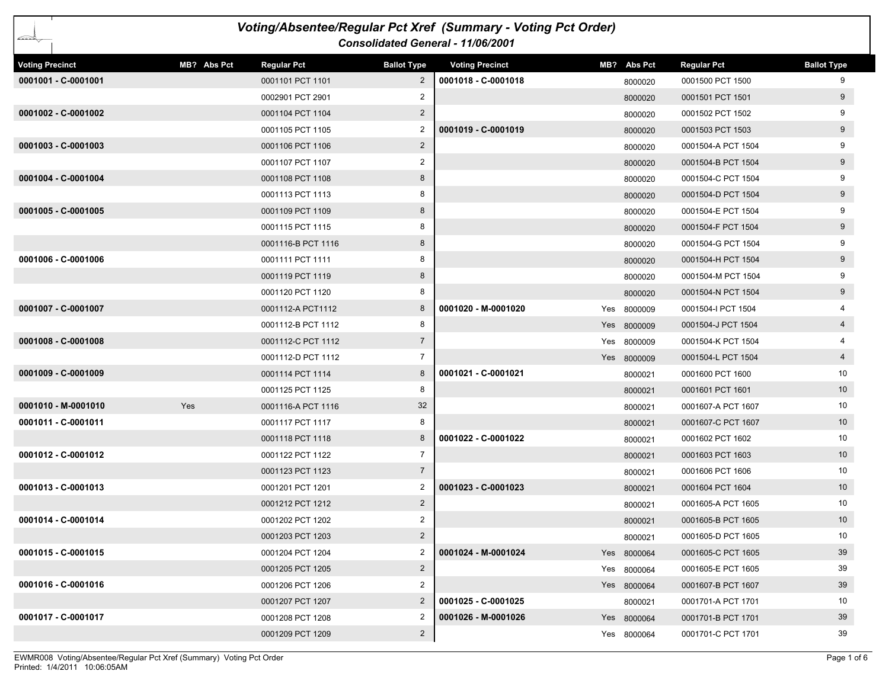# Voting/Absentee/Regular Pct Xref (Summary - Voting Pct Order)

### Consolidated General - 11/06/2001

| Voting Precinct | MB? | Abs Pct | Regular Pct | Ballot Type |
|---|---|---|---|---|
| **0001001 - C-0001001** | | | 0001101 PCT 1101 | 2 |
| | | | 0002901 PCT 2901 | 2 |
| **0001002 - C-0001002** | | | 0001104 PCT 1104 | 2 |
| | | | 0001105 PCT 1105 | 2 |
| **0001003 - C-0001003** | | | 0001106 PCT 1106 | 2 |
| | | | 0001107 PCT 1107 | 2 |
| **0001004 - C-0001004** | | | 0001108 PCT 1108 | 8 |
| | | | 0001113 PCT 1113 | 8 |
| **0001005 - C-0001005** | | | 0001109 PCT 1109 | 8 |
| | | | 0001115 PCT 1115 | 8 |
| | | | 0001116-B PCT 1116 | 8 |
| **0001006 - C-0001006** | | | 0001111 PCT 1111 | 8 |
| | | | 0001119 PCT 1119 | 8 |
| | | | 0001120 PCT 1120 | 8 |
| **0001007 - C-0001007** | | | 0001112-A PCT1112 | 8 |
| | | | 0001112-B PCT 1112 | 8 |
| **0001008 - C-0001008** | | | 0001112-C PCT 1112 | 7 |
| | | | 0001112-D PCT 1112 | 7 |
| **0001009 - C-0001009** | | | 0001114 PCT 1114 | 8 |
| | | | 0001125 PCT 1125 | 8 |
| **0001010 - M-0001010** | Yes | | 0001116-A PCT 1116 | 32 |
| **0001011 - C-0001011** | | | 0001117 PCT 1117 | 8 |
| | | | 0001118 PCT 1118 | 8 |
| **0001012 - C-0001012** | | | 0001122 PCT 1122 | 7 |
| | | | 0001123 PCT 1123 | 7 |
| **0001013 - C-0001013** | | | 0001201 PCT 1201 | 2 |
| | | | 0001212 PCT 1212 | 2 |
| **0001014 - C-0001014** | | | 0001202 PCT 1202 | 2 |
| | | | 0001203 PCT 1203 | 2 |
| **0001015 - C-0001015** | | | 0001204 PCT 1204 | 2 |
| | | | 0001205 PCT 1205 | 2 |
| **0001016 - C-0001016** | | | 0001206 PCT 1206 | 2 |
| | | | 0001207 PCT 1207 | 2 |
| **0001017 - C-0001017** | | | 0001208 PCT 1208 | 2 |
| | | | 0001209 PCT 1209 | 2 |
| **0001018 - C-0001018** | | 8000020 | 0001500 PCT 1500 | 9 |
| | | 8000020 | 0001501 PCT 1501 | 9 |
| | | 8000020 | 0001502 PCT 1502 | 9 |
| **0001019 - C-0001019** | | 8000020 | 0001503 PCT 1503 | 9 |
| | | 8000020 | 0001504-A PCT 1504 | 9 |
| | | 8000020 | 0001504-B PCT 1504 | 9 |
| | | 8000020 | 0001504-C PCT 1504 | 9 |
| | | 8000020 | 0001504-D PCT 1504 | 9 |
| | | 8000020 | 0001504-E PCT 1504 | 9 |
| | | 8000020 | 0001504-F PCT 1504 | 9 |
| | | 8000020 | 0001504-G PCT 1504 | 9 |
| | | 8000020 | 0001504-H PCT 1504 | 9 |
| | | 8000020 | 0001504-M PCT 1504 | 9 |
| | | 8000020 | 0001504-N PCT 1504 | 9 |
| **0001020 - M-0001020** | Yes | 8000009 | 0001504-I PCT 1504 | 4 |
| | Yes | 8000009 | 0001504-J PCT 1504 | 4 |
| | Yes | 8000009 | 0001504-K PCT 1504 | 4 |
| | Yes | 8000009 | 0001504-L PCT 1504 | 4 |
| **0001021 - C-0001021** | | 8000021 | 0001600 PCT 1600 | 10 |
| | | 8000021 | 0001601 PCT 1601 | 10 |
| | | 8000021 | 0001607-A PCT 1607 | 10 |
| | | 8000021 | 0001607-C PCT 1607 | 10 |
| **0001022 - C-0001022** | | 8000021 | 0001602 PCT 1602 | 10 |
| | | 8000021 | 0001603 PCT 1603 | 10 |
| | | 8000021 | 0001606 PCT 1606 | 10 |
| **0001023 - C-0001023** | | 8000021 | 0001604 PCT 1604 | 10 |
| | | 8000021 | 0001605-A PCT 1605 | 10 |
| | | 8000021 | 0001605-B PCT 1605 | 10 |
| | | 8000021 | 0001605-D PCT 1605 | 10 |
| **0001024 - M-0001024** | Yes | 8000064 | 0001605-C PCT 1605 | 39 |
| | Yes | 8000064 | 0001605-E PCT 1605 | 39 |
| | Yes | 8000064 | 0001607-B PCT 1607 | 39 |
| **0001025 - C-0001025** | | 8000021 | 0001701-A PCT 1701 | 10 |
| **0001026 - M-0001026** | Yes | 8000064 | 0001701-B PCT 1701 | 39 |
| | Yes | 8000064 | 0001701-C PCT 1701 | 39 |

EWMR008 Voting/Absentee/Regular Pct Xref (Summary) Voting Pct Order
Printed: 1/4/2011 10:06:05AM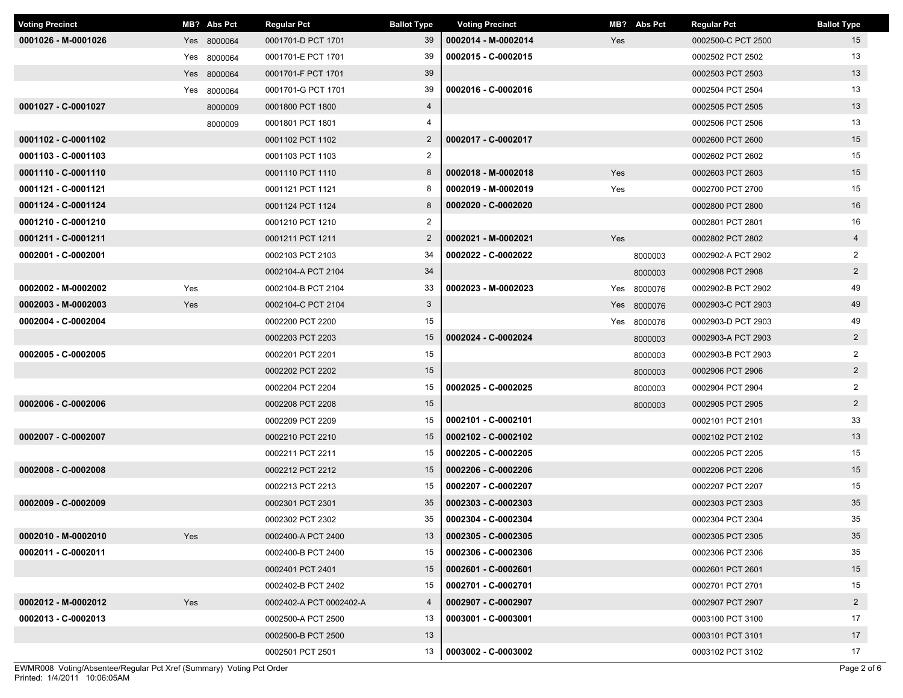| Voting Precinct | MB? | Abs Pct | Regular Pct | Ballot Type |
|---|---|---|---|---|
| **0001026 - M-0001026** | Yes | 8000064 | 0001701-D PCT 1701 | 39 |
| | Yes | 8000064 | 0001701-E PCT 1701 | 39 |
| | Yes | 8000064 | 0001701-F PCT 1701 | 39 |
| | Yes | 8000064 | 0001701-G PCT 1701 | 39 |
| **0001027 - C-0001027** | | 8000009 | 0001800 PCT 1800 | 4 |
| | | 8000009 | 0001801 PCT 1801 | 4 |
| **0001102 - C-0001102** | | | 0001102 PCT 1102 | 2 |
| **0001103 - C-0001103** | | | 0001103 PCT 1103 | 2 |
| **0001110 - C-0001110** | | | 0001110 PCT 1110 | 8 |
| **0001121 - C-0001121** | | | 0001121 PCT 1121 | 8 |
| **0001124 - C-0001124** | | | 0001124 PCT 1124 | 8 |
| **0001210 - C-0001210** | | | 0001210 PCT 1210 | 2 |
| **0001211 - C-0001211** | | | 0001211 PCT 1211 | 2 |
| **0002001 - C-0002001** | | | 0002103 PCT 2103 | 34 |
| | | | 0002104-A PCT 2104 | 34 |
| **0002002 - M-0002002** | Yes | | 0002104-B PCT 2104 | 33 |
| **0002003 - M-0002003** | Yes | | 0002104-C PCT 2104 | 3 |
| **0002004 - C-0002004** | | | 0002200 PCT 2200 | 15 |
| | | | 0002203 PCT 2203 | 15 |
| **0002005 - C-0002005** | | | 0002201 PCT 2201 | 15 |
| | | | 0002202 PCT 2202 | 15 |
| | | | 0002204 PCT 2204 | 15 |
| **0002006 - C-0002006** | | | 0002208 PCT 2208 | 15 |
| | | | 0002209 PCT 2209 | 15 |
| **0002007 - C-0002007** | | | 0002210 PCT 2210 | 15 |
| | | | 0002211 PCT 2211 | 15 |
| **0002008 - C-0002008** | | | 0002212 PCT 2212 | 15 |
| | | | 0002213 PCT 2213 | 15 |
| **0002009 - C-0002009** | | | 0002301 PCT 2301 | 35 |
| | | | 0002302 PCT 2302 | 35 |
| **0002010 - M-0002010** | Yes | | 0002400-A PCT 2400 | 13 |
| **0002011 - C-0002011** | | | 0002400-B PCT 2400 | 15 |
| | | | 0002401 PCT 2401 | 15 |
| | | | 0002402-B PCT 2402 | 15 |
| **0002012 - M-0002012** | Yes | | 0002402-A PCT 0002402-A | 4 |
| **0002013 - C-0002013** | | | 0002500-A PCT 2500 | 13 |
| | | | 0002500-B PCT 2500 | 13 |
| | | | 0002501 PCT 2501 | 13 |
| **0002014 - M-0002014** | Yes | | 0002500-C PCT 2500 | 15 |
| **0002015 - C-0002015** | | | 0002502 PCT 2502 | 13 |
| | | | 0002503 PCT 2503 | 13 |
| **0002016 - C-0002016** | | | 0002504 PCT 2504 | 13 |
| | | | 0002505 PCT 2505 | 13 |
| | | | 0002506 PCT 2506 | 13 |
| **0002017 - C-0002017** | | | 0002600 PCT 2600 | 15 |
| | | | 0002602 PCT 2602 | 15 |
| **0002018 - M-0002018** | Yes | | 0002603 PCT 2603 | 15 |
| **0002019 - M-0002019** | Yes | | 0002700 PCT 2700 | 15 |
| **0002020 - C-0002020** | | | 0002800 PCT 2800 | 16 |
| | | | 0002801 PCT 2801 | 16 |
| **0002021 - M-0002021** | Yes | | 0002802 PCT 2802 | 4 |
| **0002022 - C-0002022** | | 8000003 | 0002902-A PCT 2902 | 2 |
| | | 8000003 | 0002908 PCT 2908 | 2 |
| **0002023 - M-0002023** | Yes | 8000076 | 0002902-B PCT 2902 | 49 |
| | Yes | 8000076 | 0002903-C PCT 2903 | 49 |
| | Yes | 8000076 | 0002903-D PCT 2903 | 49 |
| **0002024 - C-0002024** | | 8000003 | 0002903-A PCT 2903 | 2 |
| | | 8000003 | 0002903-B PCT 2903 | 2 |
| | | 8000003 | 0002906 PCT 2906 | 2 |
| **0002025 - C-0002025** | | 8000003 | 0002904 PCT 2904 | 2 |
| | | 8000003 | 0002905 PCT 2905 | 2 |
| **0002101 - C-0002101** | | | 0002101 PCT 2101 | 33 |
| **0002102 - C-0002102** | | | 0002102 PCT 2102 | 13 |
| **0002205 - C-0002205** | | | 0002205 PCT 2205 | 15 |
| **0002206 - C-0002206** | | | 0002206 PCT 2206 | 15 |
| **0002207 - C-0002207** | | | 0002207 PCT 2207 | 15 |
| **0002303 - C-0002303** | | | 0002303 PCT 2303 | 35 |
| **0002304 - C-0002304** | | | 0002304 PCT 2304 | 35 |
| **0002305 - C-0002305** | | | 0002305 PCT 2305 | 35 |
| **0002306 - C-0002306** | | | 0002306 PCT 2306 | 35 |
| **0002601 - C-0002601** | | | 0002601 PCT 2601 | 15 |
| **0002701 - C-0002701** | | | 0002701 PCT 2701 | 15 |
| **0002907 - C-0002907** | | | 0002907 PCT 2907 | 2 |
| **0003001 - C-0003001** | | | 0003100 PCT 3100 | 17 |
| | | | 0003101 PCT 3101 | 17 |
| **0003002 - C-0003002** | | | 0003102 PCT 3102 | 17 |

EWMR008 Voting/Absentee/Regular Pct Xref (Summary) Voting Pct Order
Printed: 1/4/2011 10:06:05AM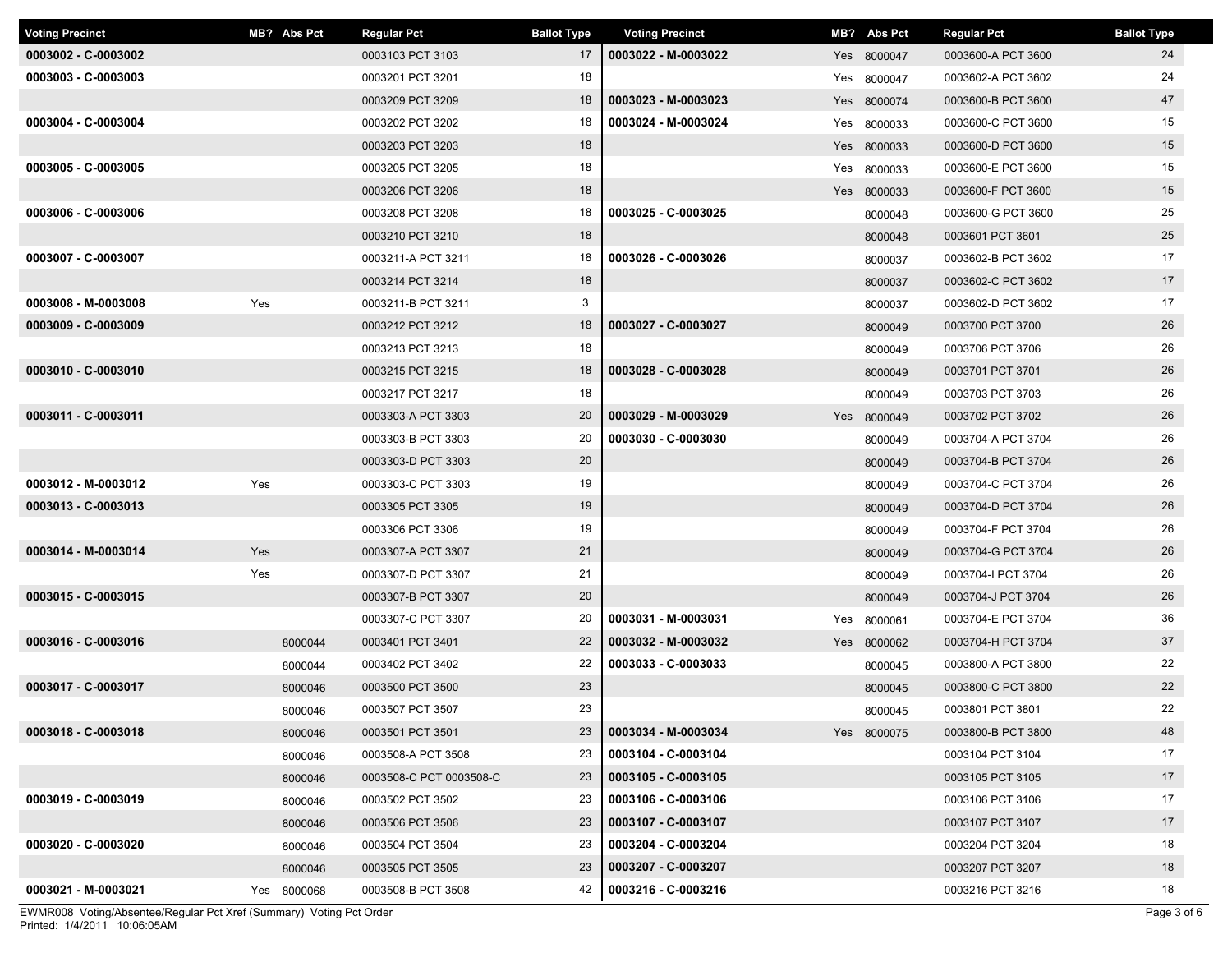| Voting Precinct | MB? | Abs Pct | Regular Pct | Ballot Type |
|---|---|---|---|---|
| **0003002 - C-0003002** | | | 0003103 PCT 3103 | 17 |
| **0003003 - C-0003003** | | | 0003201 PCT 3201 | 18 |
| | | | 0003209 PCT 3209 | 18 |
| **0003004 - C-0003004** | | | 0003202 PCT 3202 | 18 |
| | | | 0003203 PCT 3203 | 18 |
| **0003005 - C-0003005** | | | 0003205 PCT 3205 | 18 |
| | | | 0003206 PCT 3206 | 18 |
| **0003006 - C-0003006** | | | 0003208 PCT 3208 | 18 |
| | | | 0003210 PCT 3210 | 18 |
| **0003007 - C-0003007** | | | 0003211-A PCT 3211 | 18 |
| | | | 0003214 PCT 3214 | 18 |
| **0003008 - M-0003008** | Yes | | 0003211-B PCT 3211 | 3 |
| **0003009 - C-0003009** | | | 0003212 PCT 3212 | 18 |
| | | | 0003213 PCT 3213 | 18 |
| **0003010 - C-0003010** | | | 0003215 PCT 3215 | 18 |
| | | | 0003217 PCT 3217 | 18 |
| **0003011 - C-0003011** | | | 0003303-A PCT 3303 | 20 |
| | | | 0003303-B PCT 3303 | 20 |
| | | | 0003303-D PCT 3303 | 20 |
| **0003012 - M-0003012** | Yes | | 0003303-C PCT 3303 | 19 |
| **0003013 - C-0003013** | | | 0003305 PCT 3305 | 19 |
| | | | 0003306 PCT 3306 | 19 |
| **0003014 - M-0003014** | Yes | | 0003307-A PCT 3307 | 21 |
| | Yes | | 0003307-D PCT 3307 | 21 |
| **0003015 - C-0003015** | | | 0003307-B PCT 3307 | 20 |
| | | | 0003307-C PCT 3307 | 20 |
| **0003016 - C-0003016** | | 8000044 | 0003401 PCT 3401 | 22 |
| | | 8000044 | 0003402 PCT 3402 | 22 |
| **0003017 - C-0003017** | | 8000046 | 0003500 PCT 3500 | 23 |
| | | 8000046 | 0003507 PCT 3507 | 23 |
| **0003018 - C-0003018** | | 8000046 | 0003501 PCT 3501 | 23 |
| | | 8000046 | 0003508-A PCT 3508 | 23 |
| | | 8000046 | 0003508-C PCT 0003508-C | 23 |
| **0003019 - C-0003019** | | 8000046 | 0003502 PCT 3502 | 23 |
| | | 8000046 | 0003506 PCT 3506 | 23 |
| **0003020 - C-0003020** | | 8000046 | 0003504 PCT 3504 | 23 |
| | | 8000046 | 0003505 PCT 3505 | 23 |
| **0003021 - M-0003021** | Yes | 8000068 | 0003508-B PCT 3508 | 42 |
| **0003022 - M-0003022** | Yes | 8000047 | 0003600-A PCT 3600 | 24 |
| | Yes | 8000047 | 0003602-A PCT 3602 | 24 |
| **0003023 - M-0003023** | Yes | 8000074 | 0003600-B PCT 3600 | 47 |
| **0003024 - M-0003024** | Yes | 8000033 | 0003600-C PCT 3600 | 15 |
| | Yes | 8000033 | 0003600-D PCT 3600 | 15 |
| | Yes | 8000033 | 0003600-E PCT 3600 | 15 |
| | Yes | 8000033 | 0003600-F PCT 3600 | 15 |
| **0003025 - C-0003025** | | 8000048 | 0003600-G PCT 3600 | 25 |
| | | 8000048 | 0003601 PCT 3601 | 25 |
| **0003026 - C-0003026** | | 8000037 | 0003602-B PCT 3602 | 17 |
| | | 8000037 | 0003602-C PCT 3602 | 17 |
| | | 8000037 | 0003602-D PCT 3602 | 17 |
| **0003027 - C-0003027** | | 8000049 | 0003700 PCT 3700 | 26 |
| | | 8000049 | 0003706 PCT 3706 | 26 |
| **0003028 - C-0003028** | | 8000049 | 0003701 PCT 3701 | 26 |
| | | 8000049 | 0003703 PCT 3703 | 26 |
| **0003029 - M-0003029** | Yes | 8000049 | 0003702 PCT 3702 | 26 |
| **0003030 - C-0003030** | | 8000049 | 0003704-A PCT 3704 | 26 |
| | | 8000049 | 0003704-B PCT 3704 | 26 |
| | | 8000049 | 0003704-C PCT 3704 | 26 |
| | | 8000049 | 0003704-D PCT 3704 | 26 |
| | | 8000049 | 0003704-F PCT 3704 | 26 |
| | | 8000049 | 0003704-G PCT 3704 | 26 |
| | | 8000049 | 0003704-I PCT 3704 | 26 |
| | | 8000049 | 0003704-J PCT 3704 | 26 |
| **0003031 - M-0003031** | Yes | 8000061 | 0003704-E PCT 3704 | 36 |
| **0003032 - M-0003032** | Yes | 8000062 | 0003704-H PCT 3704 | 37 |
| **0003033 - C-0003033** | | 8000045 | 0003800-A PCT 3800 | 22 |
| | | 8000045 | 0003800-C PCT 3800 | 22 |
| | | 8000045 | 0003801 PCT 3801 | 22 |
| **0003034 - M-0003034** | Yes | 8000075 | 0003800-B PCT 3800 | 48 |
| **0003104 - C-0003104** | | | 0003104 PCT 3104 | 17 |
| **0003105 - C-0003105** | | | 0003105 PCT 3105 | 17 |
| **0003106 - C-0003106** | | | 0003106 PCT 3106 | 17 |
| **0003107 - C-0003107** | | | 0003107 PCT 3107 | 17 |
| **0003204 - C-0003204** | | | 0003204 PCT 3204 | 18 |
| **0003207 - C-0003207** | | | 0003207 PCT 3207 | 18 |
| **0003216 - C-0003216** | | | 0003216 PCT 3216 | 18 |

EWMR008 Voting/Absentee/Regular Pct Xref (Summary) Voting Pct Order
Printed: 1/4/2011 10:06:05AM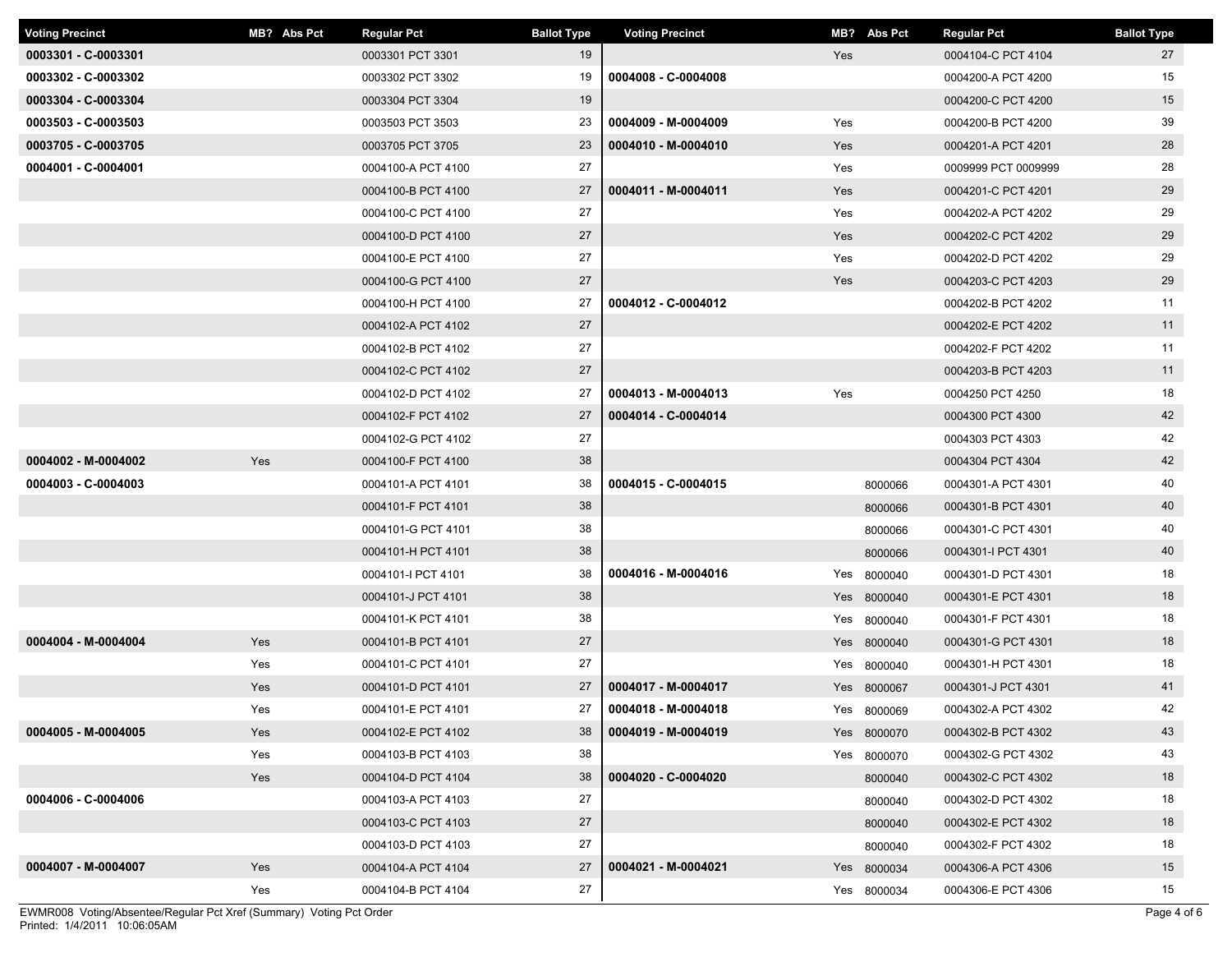| Voting Precinct | MB? | Abs Pct | Regular Pct | Ballot Type |
|---|---|---|---|---|
| **0003301 - C-0003301** | | | 0003301 PCT 3301 | 19 |
| **0003302 - C-0003302** | | | 0003302 PCT 3302 | 19 |
| **0003304 - C-0003304** | | | 0003304 PCT 3304 | 19 |
| **0003503 - C-0003503** | | | 0003503 PCT 3503 | 23 |
| **0003705 - C-0003705** | | | 0003705 PCT 3705 | 23 |
| **0004001 - C-0004001** | | | 0004100-A PCT 4100 | 27 |
| | | | 0004100-B PCT 4100 | 27 |
| | | | 0004100-C PCT 4100 | 27 |
| | | | 0004100-D PCT 4100 | 27 |
| | | | 0004100-E PCT 4100 | 27 |
| | | | 0004100-G PCT 4100 | 27 |
| | | | 0004100-H PCT 4100 | 27 |
| | | | 0004102-A PCT 4102 | 27 |
| | | | 0004102-B PCT 4102 | 27 |
| | | | 0004102-C PCT 4102 | 27 |
| | | | 0004102-D PCT 4102 | 27 |
| | | | 0004102-F PCT 4102 | 27 |
| | | | 0004102-G PCT 4102 | 27 |
| **0004002 - M-0004002** | Yes | | 0004100-F PCT 4100 | 38 |
| **0004003 - C-0004003** | | | 0004101-A PCT 4101 | 38 |
| | | | 0004101-F PCT 4101 | 38 |
| | | | 0004101-G PCT 4101 | 38 |
| | | | 0004101-H PCT 4101 | 38 |
| | | | 0004101-I PCT 4101 | 38 |
| | | | 0004101-J PCT 4101 | 38 |
| | | | 0004101-K PCT 4101 | 38 |
| **0004004 - M-0004004** | Yes | | 0004101-B PCT 4101 | 27 |
| | Yes | | 0004101-C PCT 4101 | 27 |
| | Yes | | 0004101-D PCT 4101 | 27 |
| | Yes | | 0004101-E PCT 4101 | 27 |
| **0004005 - M-0004005** | Yes | | 0004102-E PCT 4102 | 38 |
| | Yes | | 0004103-B PCT 4103 | 38 |
| | Yes | | 0004104-D PCT 4104 | 38 |
| **0004006 - C-0004006** | | | 0004103-A PCT 4103 | 27 |
| | | | 0004103-C PCT 4103 | 27 |
| | | | 0004103-D PCT 4103 | 27 |
| **0004007 - M-0004007** | Yes | | 0004104-A PCT 4104 | 27 |
| | Yes | | 0004104-B PCT 4104 | 27 |
| | Yes | | 0004104-C PCT 4104 | 27 |
| **0004008 - C-0004008** | | | 0004200-A PCT 4200 | 15 |
| | | | 0004200-C PCT 4200 | 15 |
| **0004009 - M-0004009** | Yes | | 0004200-B PCT 4200 | 39 |
| **0004010 - M-0004010** | Yes | | 0004201-A PCT 4201 | 28 |
| | Yes | | 0009999 PCT 0009999 | 28 |
| **0004011 - M-0004011** | Yes | | 0004201-C PCT 4201 | 29 |
| | Yes | | 0004202-A PCT 4202 | 29 |
| | Yes | | 0004202-C PCT 4202 | 29 |
| | Yes | | 0004202-D PCT 4202 | 29 |
| | Yes | | 0004203-C PCT 4203 | 29 |
| **0004012 - C-0004012** | | | 0004202-B PCT 4202 | 11 |
| | | | 0004202-E PCT 4202 | 11 |
| | | | 0004202-F PCT 4202 | 11 |
| | | | 0004203-B PCT 4203 | 11 |
| **0004013 - M-0004013** | Yes | | 0004250 PCT 4250 | 18 |
| **0004014 - C-0004014** | | | 0004300 PCT 4300 | 42 |
| | | | 0004303 PCT 4303 | 42 |
| | | | 0004304 PCT 4304 | 42 |
| **0004015 - C-0004015** | | 8000066 | 0004301-A PCT 4301 | 40 |
| | | 8000066 | 0004301-B PCT 4301 | 40 |
| | | 8000066 | 0004301-C PCT 4301 | 40 |
| | | 8000066 | 0004301-I PCT 4301 | 40 |
| **0004016 - M-0004016** | Yes | 8000040 | 0004301-D PCT 4301 | 18 |
| | Yes | 8000040 | 0004301-E PCT 4301 | 18 |
| | Yes | 8000040 | 0004301-F PCT 4301 | 18 |
| | Yes | 8000040 | 0004301-G PCT 4301 | 18 |
| | Yes | 8000040 | 0004301-H PCT 4301 | 18 |
| **0004017 - M-0004017** | Yes | 8000067 | 0004301-J PCT 4301 | 41 |
| **0004018 - M-0004018** | Yes | 8000069 | 0004302-A PCT 4302 | 42 |
| **0004019 - M-0004019** | Yes | 8000070 | 0004302-B PCT 4302 | 43 |
| | Yes | 8000070 | 0004302-G PCT 4302 | 43 |
| **0004020 - C-0004020** | | 8000040 | 0004302-C PCT 4302 | 18 |
| | | 8000040 | 0004302-D PCT 4302 | 18 |
| | | 8000040 | 0004302-E PCT 4302 | 18 |
| | | 8000040 | 0004302-F PCT 4302 | 18 |
| **0004021 - M-0004021** | Yes | 8000034 | 0004306-A PCT 4306 | 15 |
| | Yes | 8000034 | 0004306-E PCT 4306 | 15 |

EWMR008 Voting/Absentee/Regular Pct Xref (Summary) Voting Pct Order
Printed: 1/4/2011 10:06:05AM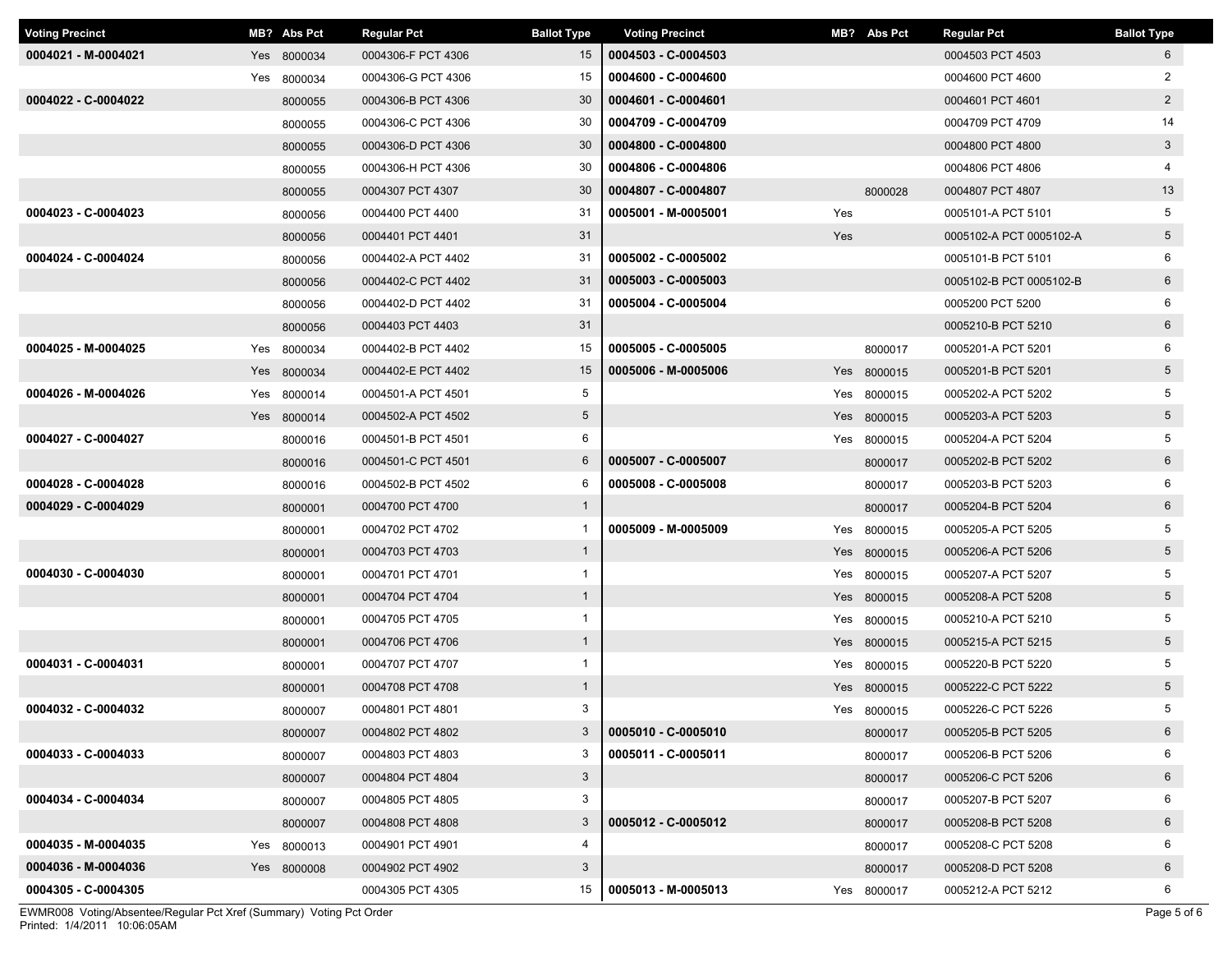| Voting Precinct | MB? | Abs Pct | Regular Pct | Ballot Type |
|---|---|---|---|---|
| **0004021 - M-0004021** | Yes | 8000034 | 0004306-F PCT 4306 | 15 |
| | Yes | 8000034 | 0004306-G PCT 4306 | 15 |
| **0004022 - C-0004022** | | 8000055 | 0004306-B PCT 4306 | 30 |
| | | 8000055 | 0004306-C PCT 4306 | 30 |
| | | 8000055 | 0004306-D PCT 4306 | 30 |
| | | 8000055 | 0004306-H PCT 4306 | 30 |
| | | 8000055 | 0004307 PCT 4307 | 30 |
| **0004023 - C-0004023** | | 8000056 | 0004400 PCT 4400 | 31 |
| | | 8000056 | 0004401 PCT 4401 | 31 |
| **0004024 - C-0004024** | | 8000056 | 0004402-A PCT 4402 | 31 |
| | | 8000056 | 0004402-C PCT 4402 | 31 |
| | | 8000056 | 0004402-D PCT 4402 | 31 |
| | | 8000056 | 0004403 PCT 4403 | 31 |
| **0004025 - M-0004025** | Yes | 8000034 | 0004402-B PCT 4402 | 15 |
| | Yes | 8000034 | 0004402-E PCT 4402 | 15 |
| **0004026 - M-0004026** | Yes | 8000014 | 0004501-A PCT 4501 | 5 |
| | Yes | 8000014 | 0004502-A PCT 4502 | 5 |
| **0004027 - C-0004027** | | 8000016 | 0004501-B PCT 4501 | 6 |
| | | 8000016 | 0004501-C PCT 4501 | 6 |
| **0004028 - C-0004028** | | 8000016 | 0004502-B PCT 4502 | 6 |
| **0004029 - C-0004029** | | 8000001 | 0004700 PCT 4700 | 1 |
| | | 8000001 | 0004702 PCT 4702 | 1 |
| | | 8000001 | 0004703 PCT 4703 | 1 |
| **0004030 - C-0004030** | | 8000001 | 0004701 PCT 4701 | 1 |
| | | 8000001 | 0004704 PCT 4704 | 1 |
| | | 8000001 | 0004705 PCT 4705 | 1 |
| | | 8000001 | 0004706 PCT 4706 | 1 |
| **0004031 - C-0004031** | | 8000001 | 0004707 PCT 4707 | 1 |
| | | 8000001 | 0004708 PCT 4708 | 1 |
| **0004032 - C-0004032** | | 8000007 | 0004801 PCT 4801 | 3 |
| | | 8000007 | 0004802 PCT 4802 | 3 |
| **0004033 - C-0004033** | | 8000007 | 0004803 PCT 4803 | 3 |
| | | 8000007 | 0004804 PCT 4804 | 3 |
| **0004034 - C-0004034** | | 8000007 | 0004805 PCT 4805 | 3 |
| | | 8000007 | 0004808 PCT 4808 | 3 |
| **0004035 - M-0004035** | Yes | 8000013 | 0004901 PCT 4901 | 4 |
| **0004036 - M-0004036** | Yes | 8000008 | 0004902 PCT 4902 | 3 |
| **0004305 - C-0004305** | | | 0004305 PCT 4305 | 15 |
| **0004503 - C-0004503** | | | 0004503 PCT 4503 | 6 |
| **0004600 - C-0004600** | | | 0004600 PCT 4600 | 2 |
| **0004601 - C-0004601** | | | 0004601 PCT 4601 | 2 |
| **0004709 - C-0004709** | | | 0004709 PCT 4709 | 14 |
| **0004800 - C-0004800** | | | 0004800 PCT 4800 | 3 |
| **0004806 - C-0004806** | | | 0004806 PCT 4806 | 4 |
| **0004807 - C-0004807** | | 8000028 | 0004807 PCT 4807 | 13 |
| **0005001 - M-0005001** | Yes | | 0005101-A PCT 5101 | 5 |
| | Yes | | 0005102-A PCT 0005102-A | 5 |
| **0005002 - C-0005002** | | | 0005101-B PCT 5101 | 6 |
| **0005003 - C-0005003** | | | 0005102-B PCT 0005102-B | 6 |
| **0005004 - C-0005004** | | | 0005200 PCT 5200 | 6 |
| | | | 0005210-B PCT 5210 | 6 |
| **0005005 - C-0005005** | | 8000017 | 0005201-A PCT 5201 | 6 |
| **0005006 - M-0005006** | Yes | 8000015 | 0005201-B PCT 5201 | 5 |
| | Yes | 8000015 | 0005202-A PCT 5202 | 5 |
| | Yes | 8000015 | 0005203-A PCT 5203 | 5 |
| | Yes | 8000015 | 0005204-A PCT 5204 | 5 |
| **0005007 - C-0005007** | | 8000017 | 0005202-B PCT 5202 | 6 |
| **0005008 - C-0005008** | | 8000017 | 0005203-B PCT 5203 | 6 |
| | | 8000017 | 0005204-B PCT 5204 | 6 |
| **0005009 - M-0005009** | Yes | 8000015 | 0005205-A PCT 5205 | 5 |
| | Yes | 8000015 | 0005206-A PCT 5206 | 5 |
| | Yes | 8000015 | 0005207-A PCT 5207 | 5 |
| | Yes | 8000015 | 0005208-A PCT 5208 | 5 |
| | Yes | 8000015 | 0005210-A PCT 5210 | 5 |
| | Yes | 8000015 | 0005215-A PCT 5215 | 5 |
| | Yes | 8000015 | 0005220-B PCT 5220 | 5 |
| | Yes | 8000015 | 0005222-C PCT 5222 | 5 |
| | Yes | 8000015 | 0005226-C PCT 5226 | 5 |
| **0005010 - C-0005010** | | 8000017 | 0005205-B PCT 5205 | 6 |
| **0005011 - C-0005011** | | 8000017 | 0005206-B PCT 5206 | 6 |
| | | 8000017 | 0005206-C PCT 5206 | 6 |
| | | 8000017 | 0005207-B PCT 5207 | 6 |
| **0005012 - C-0005012** | | 8000017 | 0005208-B PCT 5208 | 6 |
| | | 8000017 | 0005208-C PCT 5208 | 6 |
| | | 8000017 | 0005208-D PCT 5208 | 6 |
| **0005013 - M-0005013** | Yes | 8000017 | 0005212-A PCT 5212 | 6 |

EWMR008 Voting/Absentee/Regular Pct Xref (Summary) Voting Pct Order
Printed: 1/4/2011 10:06:05AM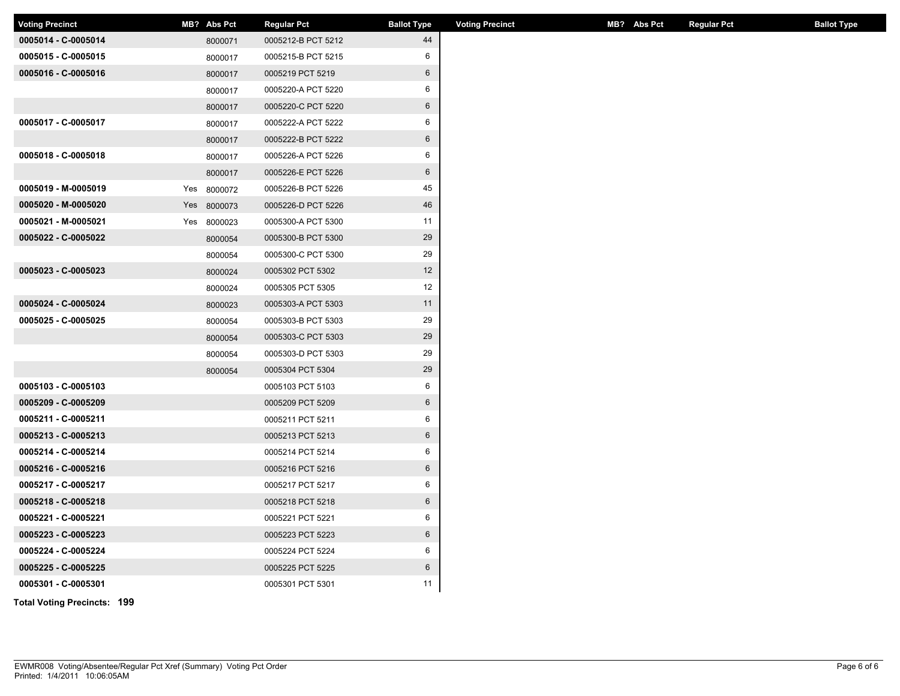| Voting Precinct | MB? | Abs Pct | Regular Pct | Ballot Type |
|---|---|---|---|---|
| **0005014 - C-0005014** | | 8000071 | 0005212-B PCT 5212 | 44 |
| **0005015 - C-0005015** | | 8000017 | 0005215-B PCT 5215 | 6 |
| **0005016 - C-0005016** | | 8000017 | 0005219 PCT 5219 | 6 |
| | | 8000017 | 0005220-A PCT 5220 | 6 |
| | | 8000017 | 0005220-C PCT 5220 | 6 |
| **0005017 - C-0005017** | | 8000017 | 0005222-A PCT 5222 | 6 |
| | | 8000017 | 0005222-B PCT 5222 | 6 |
| **0005018 - C-0005018** | | 8000017 | 0005226-A PCT 5226 | 6 |
| | | 8000017 | 0005226-E PCT 5226 | 6 |
| **0005019 - M-0005019** | Yes | 8000072 | 0005226-B PCT 5226 | 45 |
| **0005020 - M-0005020** | Yes | 8000073 | 0005226-D PCT 5226 | 46 |
| **0005021 - M-0005021** | Yes | 8000023 | 0005300-A PCT 5300 | 11 |
| **0005022 - C-0005022** | | 8000054 | 0005300-B PCT 5300 | 29 |
| | | 8000054 | 0005300-C PCT 5300 | 29 |
| **0005023 - C-0005023** | | 8000024 | 0005302 PCT 5302 | 12 |
| | | 8000024 | 0005305 PCT 5305 | 12 |
| **0005024 - C-0005024** | | 8000023 | 0005303-A PCT 5303 | 11 |
| **0005025 - C-0005025** | | 8000054 | 0005303-B PCT 5303 | 29 |
| | | 8000054 | 0005303-C PCT 5303 | 29 |
| | | 8000054 | 0005303-D PCT 5303 | 29 |
| | | 8000054 | 0005304 PCT 5304 | 29 |
| **0005103 - C-0005103** | | | 0005103 PCT 5103 | 6 |
| **0005209 - C-0005209** | | | 0005209 PCT 5209 | 6 |
| **0005211 - C-0005211** | | | 0005211 PCT 5211 | 6 |
| **0005213 - C-0005213** | | | 0005213 PCT 5213 | 6 |
| **0005214 - C-0005214** | | | 0005214 PCT 5214 | 6 |
| **0005216 - C-0005216** | | | 0005216 PCT 5216 | 6 |
| **0005217 - C-0005217** | | | 0005217 PCT 5217 | 6 |
| **0005218 - C-0005218** | | | 0005218 PCT 5218 | 6 |
| **0005221 - C-0005221** | | | 0005221 PCT 5221 | 6 |
| **0005223 - C-0005223** | | | 0005223 PCT 5223 | 6 |
| **0005224 - C-0005224** | | | 0005224 PCT 5224 | 6 |
| **0005225 - C-0005225** | | | 0005225 PCT 5225 | 6 |
| **0005301 - C-0005301** | | | 0005301 PCT 5301 | 11 |

**Total Voting Precincts: 199**

EWMR008 Voting/Absentee/Regular Pct Xref (Summary) Voting Pct Order
Printed: 1/4/2011 10:06:05AM